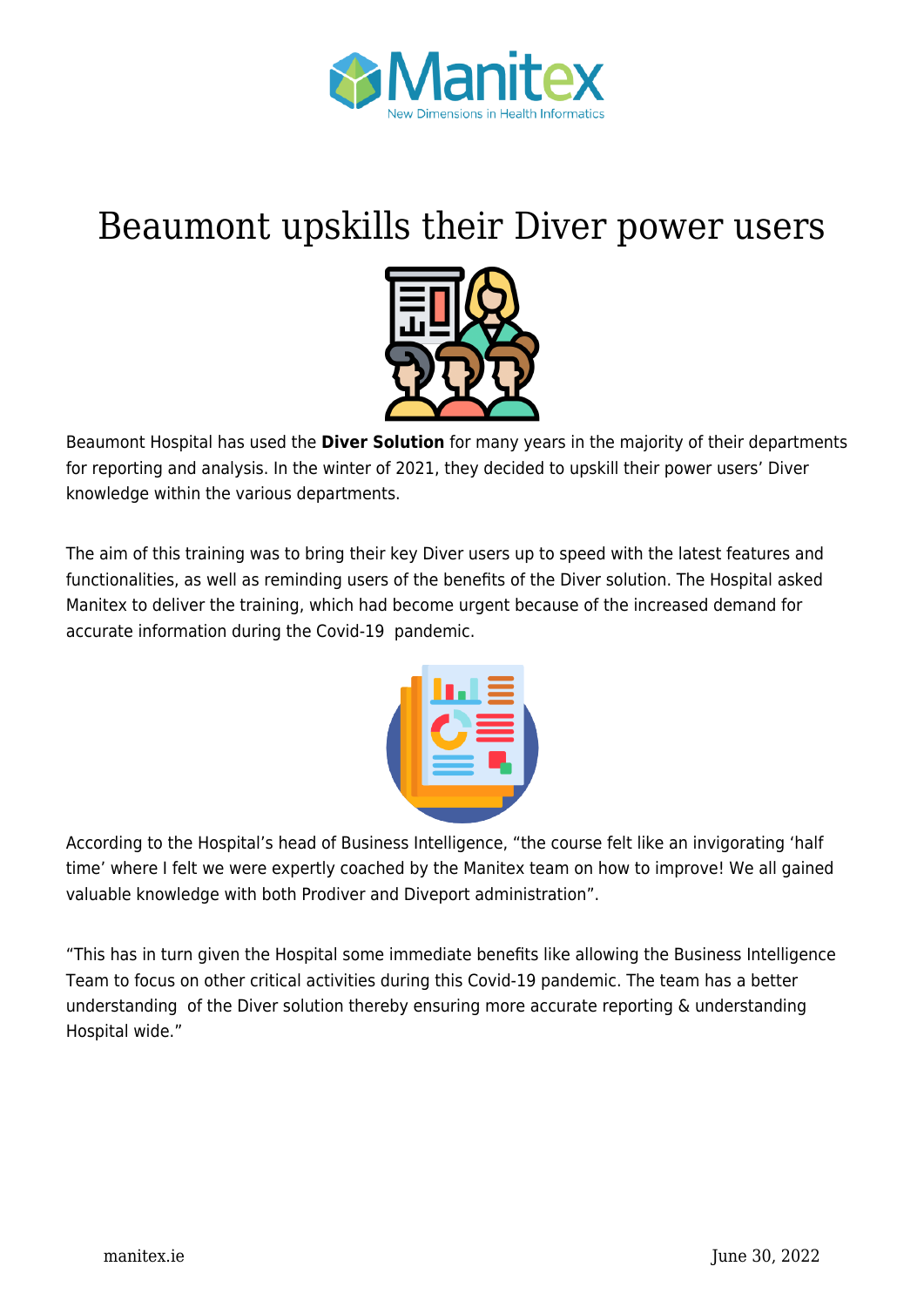# Beaumont upskills their Diver power users

Beaumont Hospital has used the **Diver Solution** for many years in the majority of their departments for reporting and analysis. In the winter of 2021, they decided to upskill their power users' Diver knowledge within the various departments.

The aim of this training was to bring their key Diver users up to speed with the latest features and functionalities, as well as reminding users of the benefits of the Diver solution. The Hospital asked Manitex to deliver the training, which had become urgent because of the increased demand for accurate information during the Covid-19 pandemic.

According to the Hospital's head of Business Intelligence, "the course felt like an invigorating 'half time' where I felt we were expertly coached by the Manitex team on how to improve! We all gained valuable knowledge with both Prodiver and Diveport administration".

"This has in turn given the Hospital some immediate benefits like allowing the Business Intelligence Team to focus on other critical activities during this Covid-19 pandemic. The team has a better understanding of the Diver solution thereby ensuring more accurate reporting & understanding Hospital wide."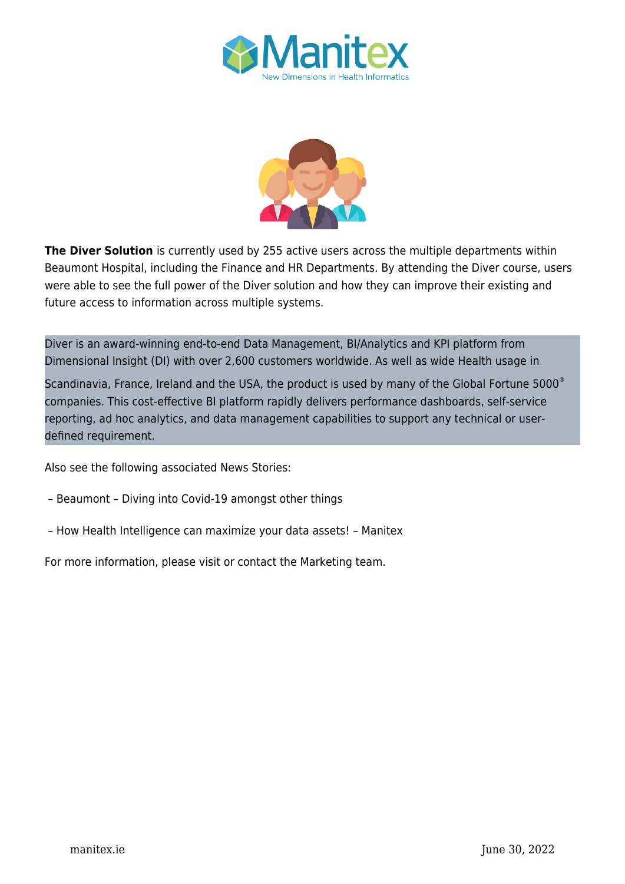**The Diver Solution** is currently used by 255 active users across the multiple departments within Beaumont Hospital, including the Finance and HR Departments. By attending the Diver course, users were able to see the full power of the Diver solution and how they can improve their existing and future access to information across multiple systems.

Diver is an award-winning end-to-end Data Management, BI/Analytics and KPI platform from Dimensional Insight (DI) with over 2,600 customers worldwide. As well as wide Health usage in Scandinavia, France, Ireland and the USA, the product is used by many of the Global Fortune 5000® companies. This cost-effective BI platform rapidly delivers performance dashboards, self-service reporting, ad hoc analytics, and data management capabilities to support any technical or user-defined requirement.

Also see the following associated News Stories:

– Beaumont – Diving into Covid-19 amongst other things

– How Health Intelligence can maximize your data assets! – Manitex

For more information, please visit or contact the Marketing team.